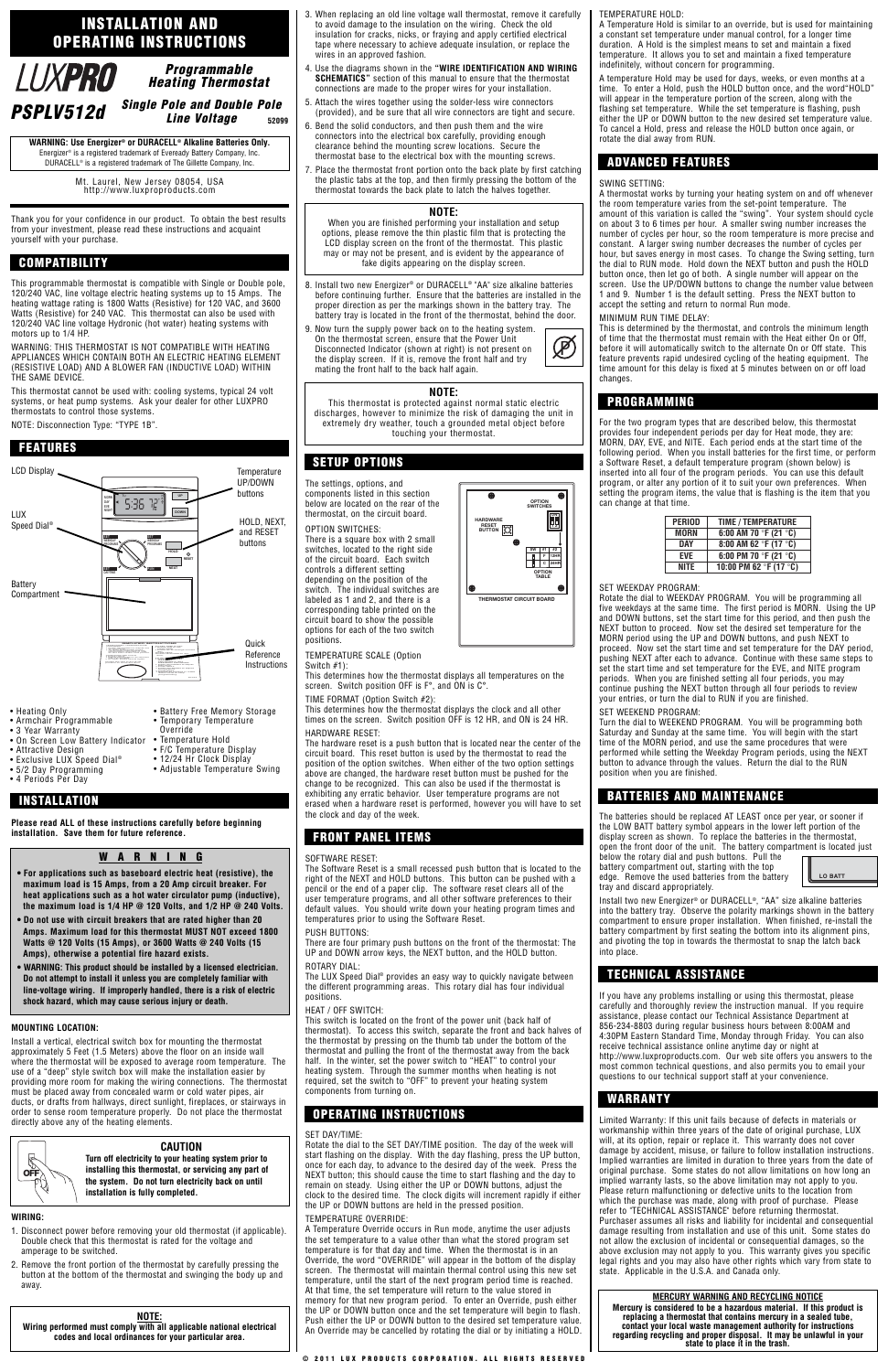# INSTALLATION AND OPERATING INSTRUCTIONS

**LUXPRO**

## Programmable Heating Thermostat

## PSPLV512d

### Single Pole and Double Pole Line Voltage

52099

**WARNING: Use Energizer® or DURACELL® Alkaline Batteries Only.**
Energizer® is a registered trademark of Eveready Battery Company, Inc.
DURACELL® is a registered trademark of The Gillette Company, Inc.

Mt. Laurel, New Jersey 08054, USA
http://www.luxproproducts.com

Thank you for your confidence in our product. To obtain the best results from your investment, please read these instructions and acquaint yourself with your purchase.

## COMPATIBILITY

This programmable thermostat is compatible with Single or Double pole, 120/240 VAC, line voltage electric heating systems up to 15 Amps. The heating wattage rating is 1800 Watts (Resistive) for 120 VAC, and 3600 Watts (Resistive) for 240 VAC. This thermostat can also be used with 120/240 VAC line voltage Hydronic (hot water) heating systems with motors up to 1/4 HP.

WARNING: THIS THERMOSTAT IS NOT COMPATIBLE WITH HEATING APPLIANCES WHICH CONTAIN BOTH AN ELECTRIC HEATING ELEMENT (RESISTIVE LOAD) AND A BLOWER FAN (INDUCTIVE LOAD) WITHIN THE SAME DEVICE.

This thermostat cannot be used with: cooling systems, typical 24 volt systems, or heat pump systems. Ask your dealer for other LUXPRO thermostats to control those systems.

NOTE: Disconnection Type: "TYPE 1B".

## FEATURES

LCD Display
LUX Speed Dial®
Battery Compartment
Temperature UP/DOWN buttons
HOLD, NEXT, and RESET buttons
Quick Reference Instructions

- Heating Only
- Armchair Programmable
- 3 Year Warranty
- On Screen Low Battery Indicator
- Attractive Design
- Exclusive LUX Speed Dial®
- 5/2 Day Programming
- 4 Periods Per Day
- Battery Free Memory Storage
- Temporary Temperature Override
- Temperature Hold
- F/C Temperature Display
- 12/24 Hr Clock Display
- Adjustable Temperature Swing

## INSTALLATION

**Please read ALL of these instructions carefully before beginning installation. Save them for future reference.**

### W A R N I N G

- **For applications such as baseboard electric heat (resistive), the maximum load is 15 Amps, from a 20 Amp circuit breaker. For heat applications such as a hot water circulator pump (inductive), the maximum load is 1/4 HP @ 120 Volts, and 1/2 HP @ 240 Volts.**
- **Do not use with circuit breakers that are rated higher than 20 Amps. Maximum load for this thermostat MUST NOT exceed 1800 Watts @ 120 Volts (15 Amps), or 3600 Watts @ 240 Volts (15 Amps), otherwise a potential fire hazard exists.**
- **WARNING: This product should be installed by a licensed electrician. Do not attempt to install it unless you are completely familiar with line-voltage wiring. If improperly handled, there is a risk of electric shock hazard, which may cause serious injury or death.**

**MOUNTING LOCATION:**

Install a vertical, electrical switch box for mounting the thermostat approximately 5 Feet (1.5 Meters) above the floor on an inside wall where the thermostat will be exposed to average room temperature. The use of a "deep" style switch box will make the installation easier by providing more room for making the wiring connections. The thermostat must be placed away from concealed warm or cold water pipes, air ducts, or drafts from hallways, direct sunlight, fireplaces, or stairways in order to sense room temperature properly. Do not place the thermostat directly above any of the heating elements.

**CAUTION**

**Turn off electricity to your heating system prior to installing this thermostat, or servicing any part of the system. Do not turn electricity back on until installation is fully completed.**

**WIRING:**

1. Disconnect power before removing your old thermostat (if applicable). Double check that this thermostat is rated for the voltage and amperage to be switched.
2. Remove the front portion of the thermostat by carefully pressing the button at the bottom of the thermostat and swinging the body up and away.

**NOTE:**
**Wiring performed must comply with all applicable national electrical codes and local ordinances for your particular area.**

3. When replacing an old line voltage wall thermostat, remove it carefully to avoid damage to the insulation on the wiring. Check the old insulation for cracks, nicks, or fraying and apply certified electrical tape where necessary to achieve adequate insulation, or replace the wires in an approved fashion.
4. Use the diagrams shown in the **"WIRE IDENTIFICATION AND WIRING SCHEMATICS"** section of this manual to ensure that the thermostat connections are made to the proper wires for your installation.
5. Attach the wires together using the solder-less wire connectors (provided), and be sure that all wire connections are tight and secure.
6. Bend the solid conductors, and then push them and the wire connectors into the electrical box carefully, providing enough clearance behind the mounting screw locations. Secure the thermostat base to the electrical box with the mounting screws.
7. Place the thermostat front portion onto the back plate by first catching the plastic tabs at the top, and then firmly pressing the bottom of the thermostat towards the back plate to latch the halves together.

**NOTE:**
When you are finished performing your installation and setup options, please remove the thin plastic film that is protecting the LCD display screen on the front of the thermostat. This plastic may or may not be present, and is evident by the appearance of fake digits appearing on the display screen.

8. Install two new Energizer® or DURACELL® "AA" size alkaline batteries before continuing further. Ensure that the batteries are installed in the proper direction as per the markings shown in the battery tray. The battery tray is located in the front of the thermostat, behind the door.
9. Now turn the supply power back on to the heating system. On the thermostat screen, ensure that the Power Unit Disconnected Indicator (shown at right) is not present on the display screen. If it is, remove the front half and try mating the front half to the back half again.

**NOTE:**
This thermostat is protected against normal static electric discharges, however to minimize the risk of damaging the unit in extremely dry weather, touch a grounded metal object before touching your thermostat.

## SETUP OPTIONS

The settings, options, and components listed in this section below are located on the rear of the thermostat, on the circuit board.

OPTION SWITCHES:
There is a square box with 2 small switches, located to the right side of the circuit board. Each switch controls a different setting depending on the position of the switch. The individual switches are labeled as 1 and 2, and there is a corresponding table printed on the circuit board to show the possible options for each of the two switch positions.

TEMPERATURE SCALE (Option Switch #1):
This determines how the thermostat displays all temperatures on the screen. Switch position OFF is F°, and ON is C°.

TIME FORMAT (Option Switch #2):
This determines how the thermostat displays the clock and all other times on the screen. Switch position OFF is 12 HR, and ON is 24 HR.

HARDWARE RESET:
The hardware reset is a push button that is located near the center of the circuit board. This reset button is used by the thermostat to read the position of the option switches. When either of the two option settings above are changed, the hardware reset button must be pushed for the change to be recognized. This can also be used if the thermostat is exhibiting any erratic behavior. User temperature programs are not erased when a hardware reset is performed, however you will have to set the clock and day of the week.

## FRONT PANEL ITEMS

SOFTWARE RESET:
The Software Reset is a small recessed push button that is located to the right of the NEXT and HOLD buttons. This button can be pushed with a pencil or the end of a paper clip. The software reset clears all of the user temperature programs, and all other software preferences to their default values. You should write down your heating program times and temperatures prior to using the Software Reset.

PUSH BUTTONS:
There are four primary push buttons on the front of the thermostat: The UP and DOWN arrow keys, the NEXT button, and the HOLD button.

ROTARY DIAL:
The LUX Speed Dial® provides an easy way to quickly navigate between the different programming areas. This rotary dial has four individual positions.

HEAT / OFF SWITCH:
This switch is located on the front of the power unit (back half of thermostat). To access this switch, separate the front and back halves of the thermostat by pressing on the thumb tab under the bottom of the thermostat and pulling the front of the thermostat away from the back half. In the winter, set the power switch to "HEAT" to control your heating system. Through the summer months when heating is not required, set the switch to "OFF" to prevent your heating system components from turning on.

## OPERATING INSTRUCTIONS

SET DAY/TIME:
Rotate the dial to the SET DAY/TIME position. The day of the week will start flashing on the display. With the day flashing, press the UP button, once for each day, to advance to the desired day of the week. Press the NEXT button; this should cause the time to start flashing and the day to remain on steady. Using either the UP or DOWN buttons, adjust the clock to the correct time. The clock digits will increment rapidly if either the UP or DOWN buttons are held in the pressed position.

TEMPERATURE OVERRIDE:
A Temperature Override occurs in Run mode, anytime the user adjusts the set temperature to a value other than what the stored program set temperature is for that day and time. When the thermostat is in an Override, the word "OVERRIDE" will appear in the bottom of the display screen. The thermostat will maintain thermal control using this new set temperature, until the start of the next program period is reached. At that time, the set temperature will return to the value stored in memory for that new program period. To enter an Override, push either the UP or DOWN button once and the set temperature will begin to flash. Push either the UP or DOWN button to the desired set temperature value. An Override may be cancelled by rotating the dial or by initiating a HOLD.

TEMPERATURE HOLD:
A Temperature Hold is similar to an override, but is used for maintaining a constant set temperature under manual control, for a longer time duration. A Hold is the simplest means to set and maintain a fixed temperature. It allows you to set and maintain a fixed temperature indefinitely, without concern for programming.

A temperature Hold may be used for days, weeks, or even months at a time. To enter a Hold, push the HOLD button once, and the word "HOLD" will appear in the temperature portion of the screen, along with the flashing set temperature. While the set temperature is flashing, push either the UP or DOWN button to the new desired set temperature value. To cancel a Hold, press and release the HOLD button once again, or rotate the dial away from RUN.

## ADVANCED FEATURES

SWING SETTING:
A thermostat works by turning your heating system on and off whenever the room temperature varies from the set-point temperature. The amount of this variation is called the "swing". Your system should cycle on about 3 to 6 times per hour. A smaller swing number increases the number of cycles per hour, so the room temperature is more precise and constant. A larger swing number decreases the number of cycles per hour, but saves energy in most cases. To change the Swing setting, turn the dial to RUN mode. Hold down the NEXT button and push the HOLD button once, then let go of both. A single number will appear on the screen. Use the UP/DOWN buttons to change the number value between 1 and 9. Number 1 is the default setting. Press the NEXT button to accept the setting and return to normal Run mode.

MINIMUM RUN TIME DELAY:
This is determined by the thermostat, and controls the minimum length of time that the thermostat must remain with the Heat either On or Off, before it will automatically switch to the alternate On or Off state. This feature prevents rapid undesired cycling of the heating equipment. The time amount for this delay is fixed at 5 minutes between on or off load changes.

## PROGRAMMING

For the two program types that are described below, this thermostat provides four independent periods per day for Heat mode, they are: MORN, DAY, EVE, and NITE. Each period ends at the start time of the following period. When you install batteries for the first time, or perform a Software Reset, a default temperature program (shown below) is inserted into all four of the program periods. You can use this default program, or alter any portion of it to suit your own preferences. When setting the program items, the value that is flashing is the item that you can change at that time.

| PERIOD | TIME / TEMPERATURE |
| --- | --- |
| MORN | 6:00 AM 70 °F (21 °C) |
| DAY | 8:00 AM 62 °F (17 °C) |
| EVE | 6:00 PM 70 °F (21 °C) |
| NITE | 10:00 PM 62 °F (17 °C) |

SET WEEKDAY PROGRAM:
Rotate the dial to WEEKDAY PROGRAM. You will be programming all five weekdays at the same time. The first period is MORN. Using the UP and DOWN buttons, set the start time for this period, and then push the NEXT button to proceed. Now set the desired set temperature for the MORN period using the UP and DOWN buttons, and push NEXT to proceed. Now set the start time and set temperature for the DAY period, pushing NEXT after each to advance. Continue with these same steps to set the start time and set temperature for the EVE, and NITE program periods. When you are finished setting all four periods, you may continue pushing the NEXT button through all four periods to review your entries, or turn the dial to RUN if you are finished.

SET WEEKEND PROGRAM:
Turn the dial to WEEKEND PROGRAM. You will be programming both Saturday and Sunday at the same time. You will begin with the start time of the MORN period, and use the same procedures that were performed while setting the Weekday Program periods, using the NEXT button to advance through the values. Return the dial to the RUN position when you are finished.

## BATTERIES AND MAINTENANCE

The batteries should be replaced AT LEAST once per year, or sooner if the LOW BATT battery symbol appears in the lower left portion of the display screen as shown. To replace the batteries in the thermostat, open the front door of the unit. The battery compartment is located just below the rotary dial and push buttons. Pull the battery compartment out, starting with the top edge. Remove the used batteries from the battery tray and discard appropriately.

LO BATT

Install two new Energizer® or DURACELL®, "AA" size alkaline batteries into the battery tray. Observe the polarity markings shown in the battery compartment to ensure proper installation. When finished, re-install the battery compartment by first seating the bottom into its alignment pins, and pivoting the top in towards the thermostat to snap the latch back into place.

## TECHNICAL ASSISTANCE

If you have any problems installing or using this thermostat, please carefully and thoroughly review the instruction manual. If you require assistance, please contact our Technical Assistance Department at 856-234-8803 during regular business hours between 8:00AM and 4:30PM Eastern Standard Time, Monday through Friday. You can also receive technical assistance online anytime day or night at http://www.luxproproducts.com. Our web site offers you answers to the most common technical questions, and also permits you to email your questions to our technical support staff at your convenience.

## WARRANTY

Limited Warranty: If this unit fails because of defects in materials or workmanship within three years of the date of original purchase, LUX will, at its option, repair or replace it. This warranty does not cover damage by accident, misuse, or failure to follow installation instructions. Implied warranties are limited in duration to three years from the date of original purchase. Some states do not allow limitations on how long an implied warranty lasts, so the above limitation may not apply to you. Please return malfunctioning or defective units to the location from which the purchase was made, along with proof of purchase. Please refer to "TECHNICAL ASSISTANCE" before returning thermostat. Purchaser assumes all risks and liability for incidental and consequential damage resulting from installation and use of this unit. Some states do not allow the exclusion of incidental or consequential damages, so the above exclusion may not apply to you. This warranty gives you specific legal rights and you may also have other rights which vary from state to state. Applicable in the U.S.A. and Canada only.

**MERCURY WARNING AND RECYCLING NOTICE**
**Mercury is considered to be a hazardous material. If this product is replacing a thermostat that contains mercury in a sealed tube, contact your local waste management authority for instructions regarding recycling and proper disposal. It may be unlawful in your state to place it in the trash.**

© 2011 LUX PRODUCTS CORPORATION. ALL RIGHTS RESERVED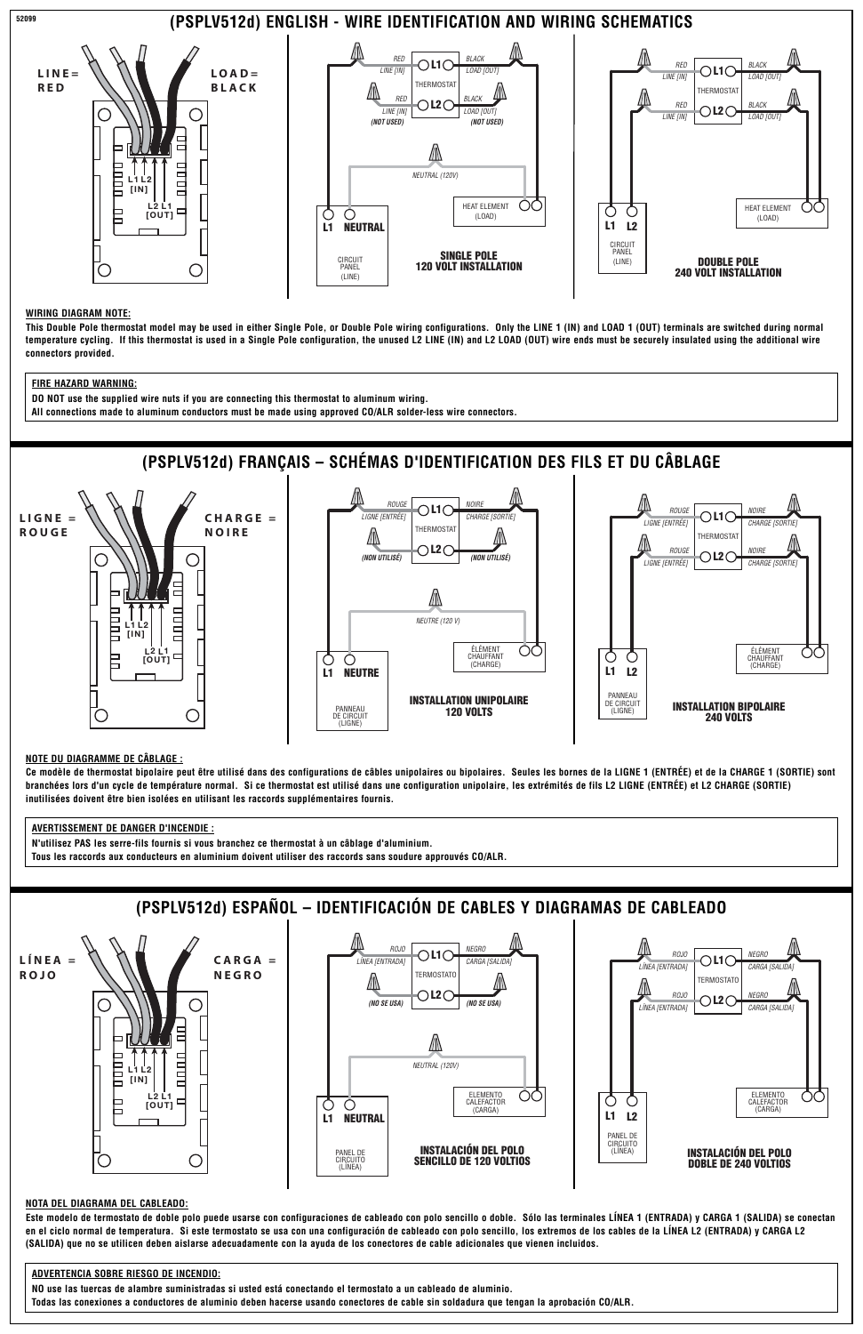# (PSPLV512d) ENGLISH - WIRE IDENTIFICATION AND WIRING SCHEMATICS

LINE= RED

LOAD= BLACK

L1 L2 [IN]

L2 L1 [OUT]

RED LINE [IN] L1 BLACK LOAD [OUT]

THERMOSTAT

RED LINE [IN] L2 BLACK LOAD [OUT]

(NOT USED) (NOT USED)

NEUTRAL (120V)

HEAT ELEMENT (LOAD)

L1 NEUTRAL

CIRCUIT PANEL (LINE)

SINGLE POLE
120 VOLT INSTALLATION

RED LINE [IN] L1 BLACK LOAD [OUT]

THERMOSTAT

RED LINE [IN] L2 BLACK LOAD [OUT]

HEAT ELEMENT (LOAD)

L1 L2

CIRCUIT PANEL (LINE)

DOUBLE POLE
240 VOLT INSTALLATION

**WIRING DIAGRAM NOTE:**

**This Double Pole thermostat model may be used in either Single Pole, or Double Pole wiring configurations. Only the LINE 1 (IN) and LOAD 1 (OUT) terminals are switched during normal temperature cycling. If this thermostat is used in a Single Pole configuration, the unused L2 LINE (IN) and L2 LOAD (OUT) wire ends must be securely insulated using the additional wire connectors provided.**

**FIRE HAZARD WARNING:**

**DO NOT use the supplied wire nuts if you are connecting this thermostat to aluminum wiring.**
**All connections made to aluminum conductors must be made using approved CO/ALR solder-less wire connectors.**

# (PSPLV512d) FRANÇAIS – SCHÉMAS D'IDENTIFICATION DES FILS ET DU CÂBLAGE

LIGNE = ROUGE

CHARGE = NOIRE

L1 L2 [IN]

L2 L1 [OUT]

ROUGE LIGNE [ENTRÉE] L1 NOIRE CHARGE [SORTIE]

THERMOSTAT

L2

(NON UTILISÉ) (NON UTILISÉ)

NEUTRE (120 V)

ÉLÉMENT CHAUFFANT (CHARGE)

L1 NEUTRE

PANNEAU DE CIRCUIT (LIGNE)

INSTALLATION UNIPOLAIRE
120 VOLTS

ROUGE LIGNE [ENTRÉE] L1 NOIRE CHARGE [SORTIE]

THERMOSTAT

ROUGE LIGNE [ENTRÉE] L2 NOIRE CHARGE [SORTIE]

ÉLÉMENT CHAUFFANT (CHARGE)

L1 L2

PANNEAU DE CIRCUIT (LIGNE)

INSTALLATION BIPOLAIRE
240 VOLTS

**NOTE DU DIAGRAMME DE CÂBLAGE :**

**Ce modèle de thermostat bipolaire peut être utilisé dans des configurations de câbles unipolaires ou bipolaires. Seules les bornes de la LIGNE 1 (ENTRÉE) et de la CHARGE 1 (SORTIE) sont branchées lors d'un cycle de température normal. Si ce thermostat est utilisé dans une configuration unipolaire, les extrémités de fils L2 LIGNE (ENTRÉE) et L2 CHARGE (SORTIE) inutilisées doivent être bien isolées en utilisant les raccords supplémentaires fournis.**

**AVERTISSEMENT DE DANGER D'INCENDIE :**

**N'utilisez PAS les serre-fils fournis si vous branchez ce thermostat à un câblage d'aluminium.**
**Tous les raccords aux conducteurs en aluminium doivent utiliser des raccords sans soudure approuvés CO/ALR.**

# (PSPLV512d) ESPAÑOL – IDENTIFICACIÓN DE CABLES Y DIAGRAMAS DE CABLEADO

LÍNEA = ROJO

CARGA = NEGRO

L1 L2 [IN]

L2 L1 [OUT]

ROJO LÍNEA [ENTRADA] L1 NEGRO CARGA [SALIDA]

TERMOSTATO

L2

(NO SE USA) (NO SE USA)

NEUTRAL (120V)

ELEMENTO CALEFACTOR (CARGA)

L1 NEUTRAL

PANEL DE CIRCUITO (LÍNEA)

INSTALACIÓN DEL POLO
SENCILLO DE 120 VOLTIOS

ROJO LÍNEA [ENTRADA] L1 NEGRO CARGA [SALIDA]

TERMOSTATO

ROJO LÍNEA [ENTRADA] L2 NEGRO CARGA [SALIDA]

ELEMENTO CALEFACTOR (CARGA)

L1 L2

PANEL DE CIRCUITO (LÍNEA)

INSTALACIÓN DEL POLO
DOBLE DE 240 VOLTIOS

**NOTA DEL DIAGRAMA DEL CABLEADO:**

**Este modelo de termostato de doble polo puede usarse con configuraciones de cableado con polo sencillo o doble. Sólo las terminales LÍNEA 1 (ENTRADA) y CARGA 1 (SALIDA) se conectan en el ciclo normal de temperatura. Si este termostato se usa con una configuración de cableado con polo sencillo, los extremos de los cables de la LÍNEA L2 (ENTRADA) y CARGA L2 (SALIDA) que no se utilicen deben aislarse adecuadamente con la ayuda de los conectores de cable adicionales que vienen incluidos.**

**ADVERTENCIA SOBRE RIESGO DE INCENDIO:**

**NO use las tuercas de alambre suministradas si usted está conectando el termostato a un cableado de aluminio.**
**Todas las conexiones a conductores de aluminio deben hacerse usando conectores de cable sin soldadura que tengan la aprobación CO/ALR.**